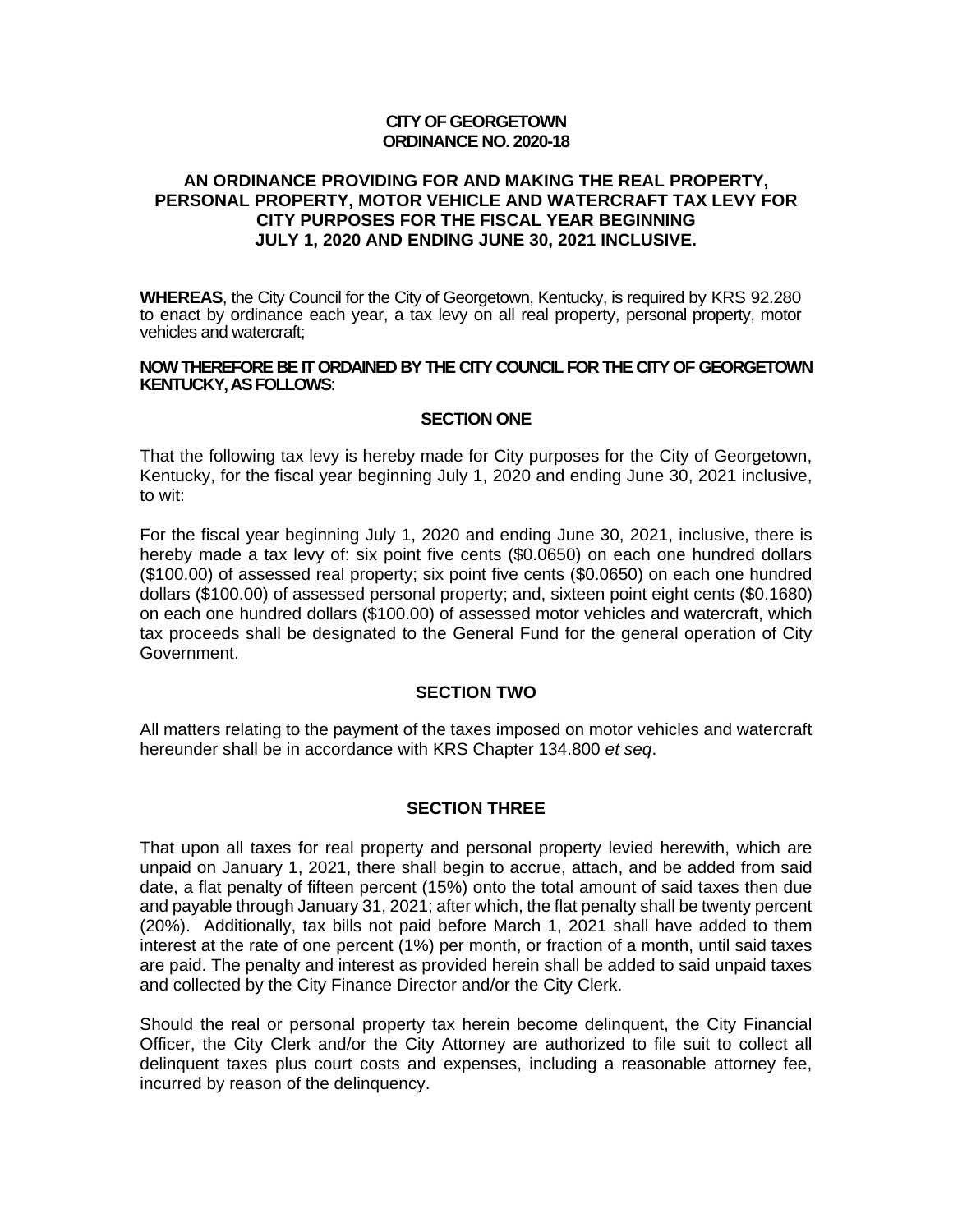**CITY OF GEORGETOWN**
**ORDINANCE NO. 2020-18**

# AN ORDINANCE PROVIDING FOR AND MAKING THE REAL PROPERTY, PERSONAL PROPERTY, MOTOR VEHICLE AND WATERCRAFT TAX LEVY FOR CITY PURPOSES FOR THE FISCAL YEAR BEGINNING JULY 1, 2020 AND ENDING JUNE 30, 2021 INCLUSIVE.

**WHEREAS**, the City Council for the City of Georgetown, Kentucky, is required by KRS 92.280 to enact by ordinance each year, a tax levy on all real property, personal property, motor vehicles and watercraft;

**NOW THEREFORE BE IT ORDAINED BY THE CITY COUNCIL FOR THE CITY OF GEORGETOWN KENTUCKY, AS FOLLOWS**:

## SECTION ONE

That the following tax levy is hereby made for City purposes for the City of Georgetown, Kentucky, for the fiscal year beginning July 1, 2020 and ending June 30, 2021 inclusive, to wit:

For the fiscal year beginning July 1, 2020 and ending June 30, 2021, inclusive, there is hereby made a tax levy of: six point five cents ($0.0650) on each one hundred dollars ($100.00) of assessed real property; six point five cents ($0.0650) on each one hundred dollars ($100.00) of assessed personal property; and, sixteen point eight cents ($0.1680) on each one hundred dollars ($100.00) of assessed motor vehicles and watercraft, which tax proceeds shall be designated to the General Fund for the general operation of City Government.

## SECTION TWO

All matters relating to the payment of the taxes imposed on motor vehicles and watercraft hereunder shall be in accordance with KRS Chapter 134.800 *et seq*.

## SECTION THREE

That upon all taxes for real property and personal property levied herewith, which are unpaid on January 1, 2021, there shall begin to accrue, attach, and be added from said date, a flat penalty of fifteen percent (15%) onto the total amount of said taxes then due and payable through January 31, 2021; after which, the flat penalty shall be twenty percent (20%). Additionally, tax bills not paid before March 1, 2021 shall have added to them interest at the rate of one percent (1%) per month, or fraction of a month, until said taxes are paid. The penalty and interest as provided herein shall be added to said unpaid taxes and collected by the City Finance Director and/or the City Clerk.

Should the real or personal property tax herein become delinquent, the City Financial Officer, the City Clerk and/or the City Attorney are authorized to file suit to collect all delinquent taxes plus court costs and expenses, including a reasonable attorney fee, incurred by reason of the delinquency.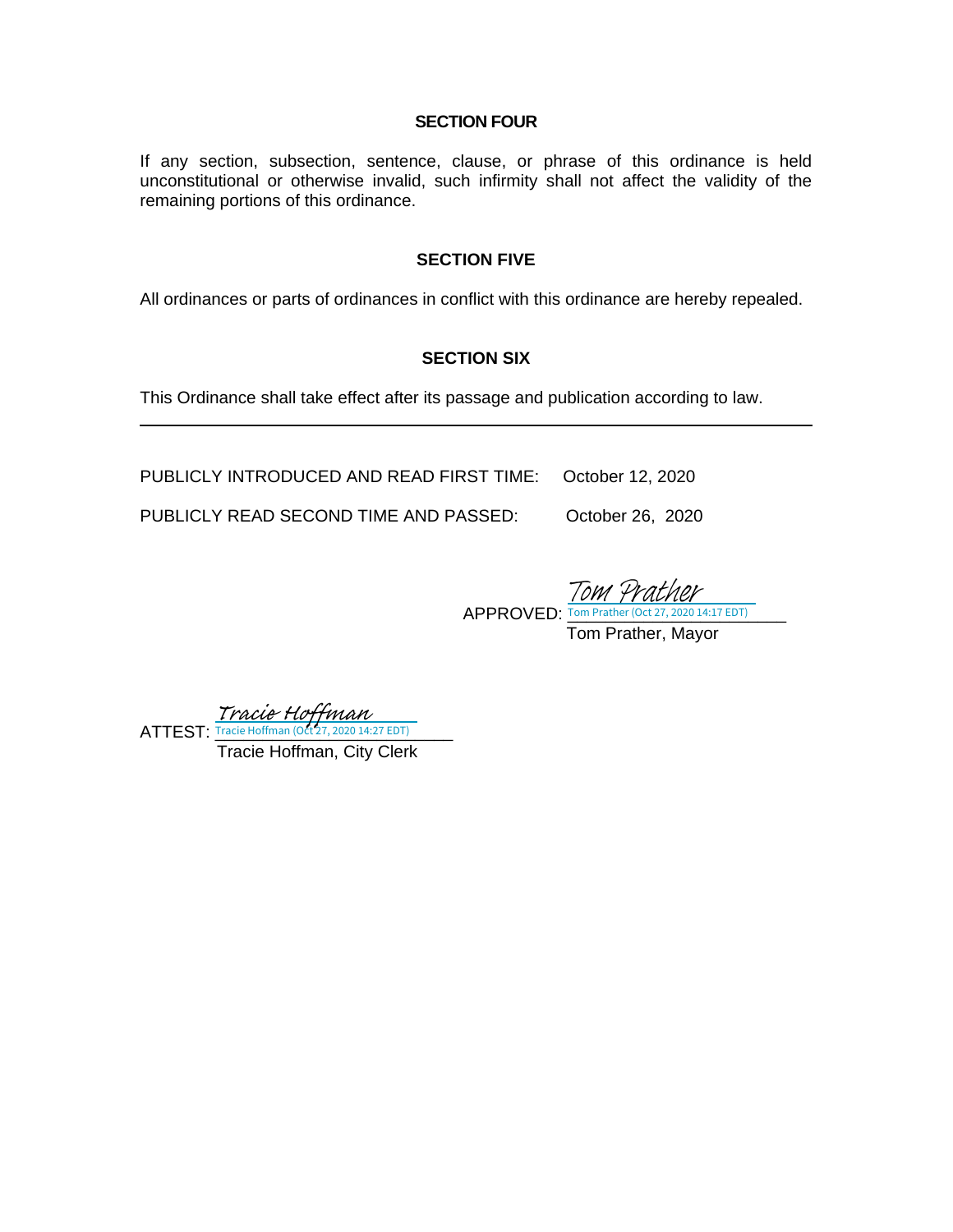**SECTION FOUR**

If any section, subsection, sentence, clause, or phrase of this ordinance is held unconstitutional or otherwise invalid, such infirmity shall not affect the validity of the remaining portions of this ordinance.

**SECTION FIVE**

All ordinances or parts of ordinances in conflict with this ordinance are hereby repealed.

**SECTION SIX**

This Ordinance shall take effect after its passage and publication according to law.

---

PUBLICLY INTRODUCED AND READ FIRST TIME: October 12, 2020

PUBLICLY READ SECOND TIME AND PASSED: October 26, 2020

APPROVED: *Tom Prather*
Tom Prather (Oct 27, 2020 14:17 EDT)
Tom Prather, Mayor

ATTEST: *Tracie Hoffman*
Tracie Hoffman (Oct 27, 2020 14:27 EDT)
Tracie Hoffman, City Clerk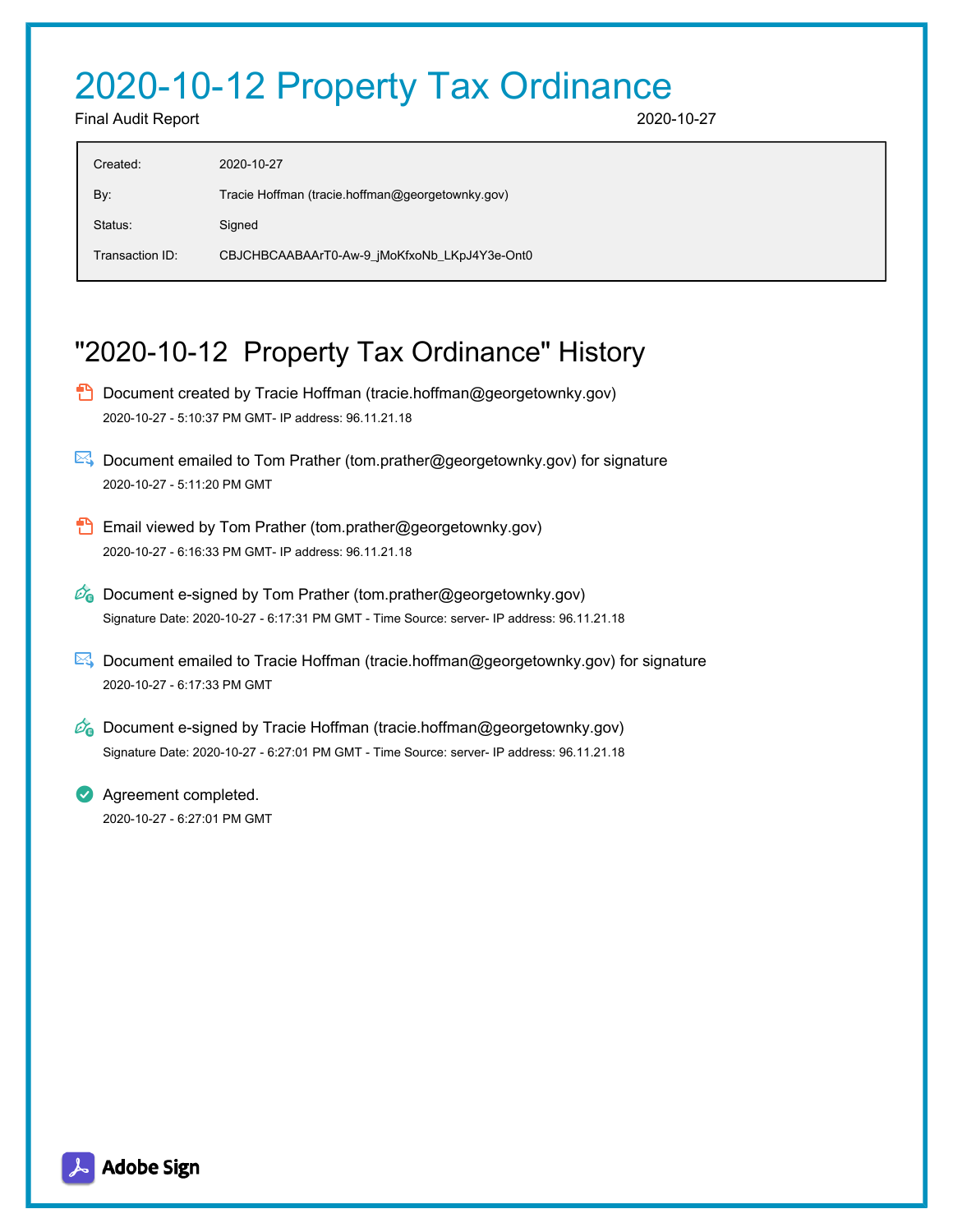# 2020-10-12 Property Tax Ordinance

Final Audit Report 2020-10-27

| | |
|---|---|
| Created: | 2020-10-27 |
| By: | Tracie Hoffman (tracie.hoffman@georgetownky.gov) |
| Status: | Signed |
| Transaction ID: | CBJCHBCAABAArT0-Aw-9_jMoKfxoNb_LKpJ4Y3e-Ont0 |

## "2020-10-12  Property Tax Ordinance" History

- Document created by Tracie Hoffman (tracie.hoffman@georgetownky.gov)
  2020-10-27 - 5:10:37 PM GMT- IP address: 96.11.21.18

- Document emailed to Tom Prather (tom.prather@georgetownky.gov) for signature
  2020-10-27 - 5:11:20 PM GMT

- Email viewed by Tom Prather (tom.prather@georgetownky.gov)
  2020-10-27 - 6:16:33 PM GMT- IP address: 96.11.21.18

- Document e-signed by Tom Prather (tom.prather@georgetownky.gov)
  Signature Date: 2020-10-27 - 6:17:31 PM GMT - Time Source: server- IP address: 96.11.21.18

- Document emailed to Tracie Hoffman (tracie.hoffman@georgetownky.gov) for signature
  2020-10-27 - 6:17:33 PM GMT

- Document e-signed by Tracie Hoffman (tracie.hoffman@georgetownky.gov)
  Signature Date: 2020-10-27 - 6:27:01 PM GMT - Time Source: server- IP address: 96.11.21.18

- Agreement completed.
  2020-10-27 - 6:27:01 PM GMT

Adobe Sign